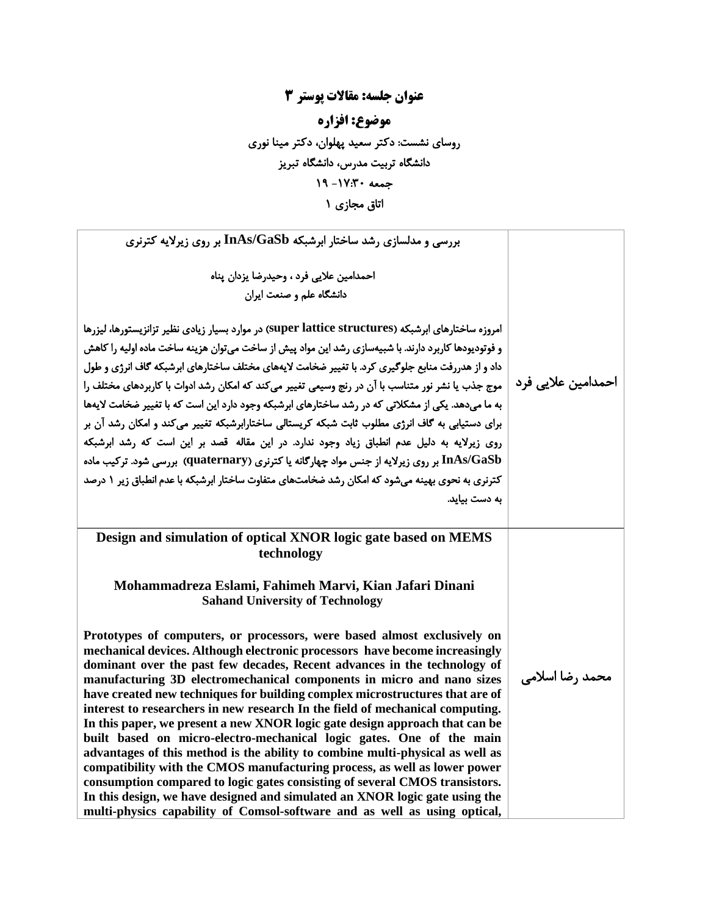# عنوان جلسه: مقالات پوستر ۳

## موضوع: افزاره

**روسای نشست: دکتر سعید پهلوان، دکتر مینا نوری**

**دانشگاه تربیت مدرس، دانشگاه تبریز**

**جمعه ۱۷:۳۰- ۱۹**

**اتاق مجازی ۱**

| | |
|---|---|
| **احمدامین علایی فرد** | **بررسی و مدلسازی رشد ساختار ابرشبکه InAs/GaSb بر روی زیرلایه کترنری**<br><br>**احمدامین علایی فرد ، وحیدرضا یزدان پناه**<br>**دانشگاه علم و صنعت ایران**<br><br>**امروزه ساختارهای ابرشبکه (super lattice structures) در موارد بسیار زیادی نظیر تزانزیستورها، لیزرها و فوتودیودها کاربرد دارند. با شبیه‌سازی رشد این مواد پیش از ساخت می‌توان هزینه ساخت ماده اولیه را کاهش داد و از هدررفت منابع جلوگیری کرد. با تغییر ضخامت لایه‌های مختلف ساختارهای ابرشبکه گاف انرژی و طول موج جذب یا نشر نور متناسب با آن در رنج وسیعی تغییر می‌کند که امکان رشد ادوات با کاربردهای مختلف را به ما می‌دهد. یکی از مشکلاتی که در رشد ساختارهای ابرشبکه وجود دارد این است که با تغییر ضخامت لایه‌ها برای دستیابی به گاف انرژی مطلوب ثابت شبکه کریستالی ساختارابرشبکه تغییر می‌کند و امکان رشد آن بر روی زیرلایه به دلیل عدم انطباق زیاد وجود ندارد. در این مقاله قصد بر این است که رشد ابرشبکه InAs/GaSb بر روی زیرلایه از جنس مواد چهارگانه یا کترنری (quaternary) بررسی شود. ترکیب ماده کترنری به نحوی بهینه می‌شود که امکان رشد ضخامت‌های متفاوت ساختار ابرشبکه با عدم انطباق زیر ۱ درصد به دست بیاید.** |
| **محمد رضا اسلامی** | **Design and simulation of optical XNOR logic gate based on MEMS technology**<br><br>**Mohammadreza Eslami, Fahimeh Marvi, Kian Jafari Dinani**<br>**Sahand University of Technology**<br><br>**Prototypes of computers, or processors, were based almost exclusively on mechanical devices. Although electronic processors have become increasingly dominant over the past few decades, Recent advances in the technology of manufacturing 3D electromechanical components in micro and nano sizes have created new techniques for building complex microstructures that are of interest to researchers in new research In the field of mechanical computing. In this paper, we present a new XNOR logic gate design approach that can be built based on micro-electro-mechanical logic gates. One of the main advantages of this method is the ability to combine multi-physical as well as compatibility with the CMOS manufacturing process, as well as lower power consumption compared to logic gates consisting of several CMOS transistors. In this design, we have designed and simulated an XNOR logic gate using the multi-physics capability of Comsol-software and as well as using optical,** |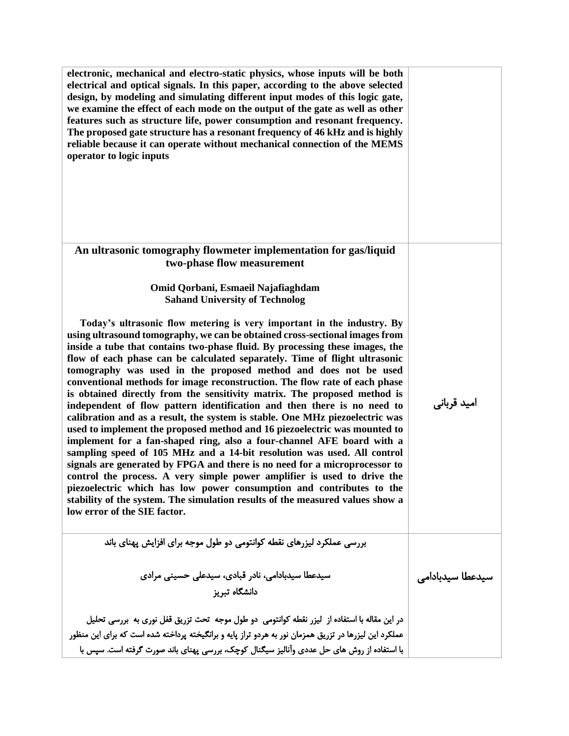| | |
|---|---|
| **electronic, mechanical and electro-static physics, whose inputs will be both electrical and optical signals. In this paper, according to the above selected design, by modeling and simulating different input modes of this logic gate, we examine the effect of each mode on the output of the gate as well as other features such as structure life, power consumption and resonant frequency. The proposed gate structure has a resonant frequency of 46 kHz and is highly reliable because it can operate without mechanical connection of the MEMS operator to logic inputs** | |
| **An ultrasonic tomography flowmeter implementation for gas/liquid two-phase flow measurement**<br><br>**Omid Qorbani, Esmaeil Najafiaghdam**<br>**Sahand University of Technolog**<br><br>**Today's ultrasonic flow metering is very important in the industry. By using ultrasound tomography, we can be obtained cross-sectional images from inside a tube that contains two-phase fluid. By processing these images, the flow of each phase can be calculated separately. Time of flight ultrasonic tomography was used in the proposed method and does not be used conventional methods for image reconstruction. The flow rate of each phase is obtained directly from the sensitivity matrix. The proposed method is independent of flow pattern identification and then there is no need to calibration and as a result, the system is stable. One MHz piezoelectric was used to implement the proposed method and 16 piezoelectric was mounted to implement for a fan-shaped ring, also a four-channel AFE board with a sampling speed of 105 MHz and a 14-bit resolution was used. All control signals are generated by FPGA and there is no need for a microprocessor to control the process. A very simple power amplifier is used to drive the piezoelectric which has low power consumption and contributes to the stability of the system. The simulation results of the measured values show a low error of the SIE factor.** | امید قربانی |
| **بررسی عملکرد لیزرهای نقطه کوانتومی دو طول موجه برای افزایش پهنای باند**<br><br>**سیدعطا سیدبادامی، نادر قبادی، سیدعلی حسینی مرادی**<br>**دانشگاه تبریز**<br><br>**در این مقاله با استفاده از لیزر نقطه کوانتومی دو طول موجه تحت تزریق قفل نوری به بررسی تحلیل عملکرد این لیزرها در تزریق همزمان نور به هردو تراز پایه و برانگیخته پرداخته شده است که برای این منظور با استفاده از روش های حل عددی وآنالیز سیگنال کوچک، بررسی پهنای باند صورت گرفته است. سپس با** | سیدعطا سیدبادامی |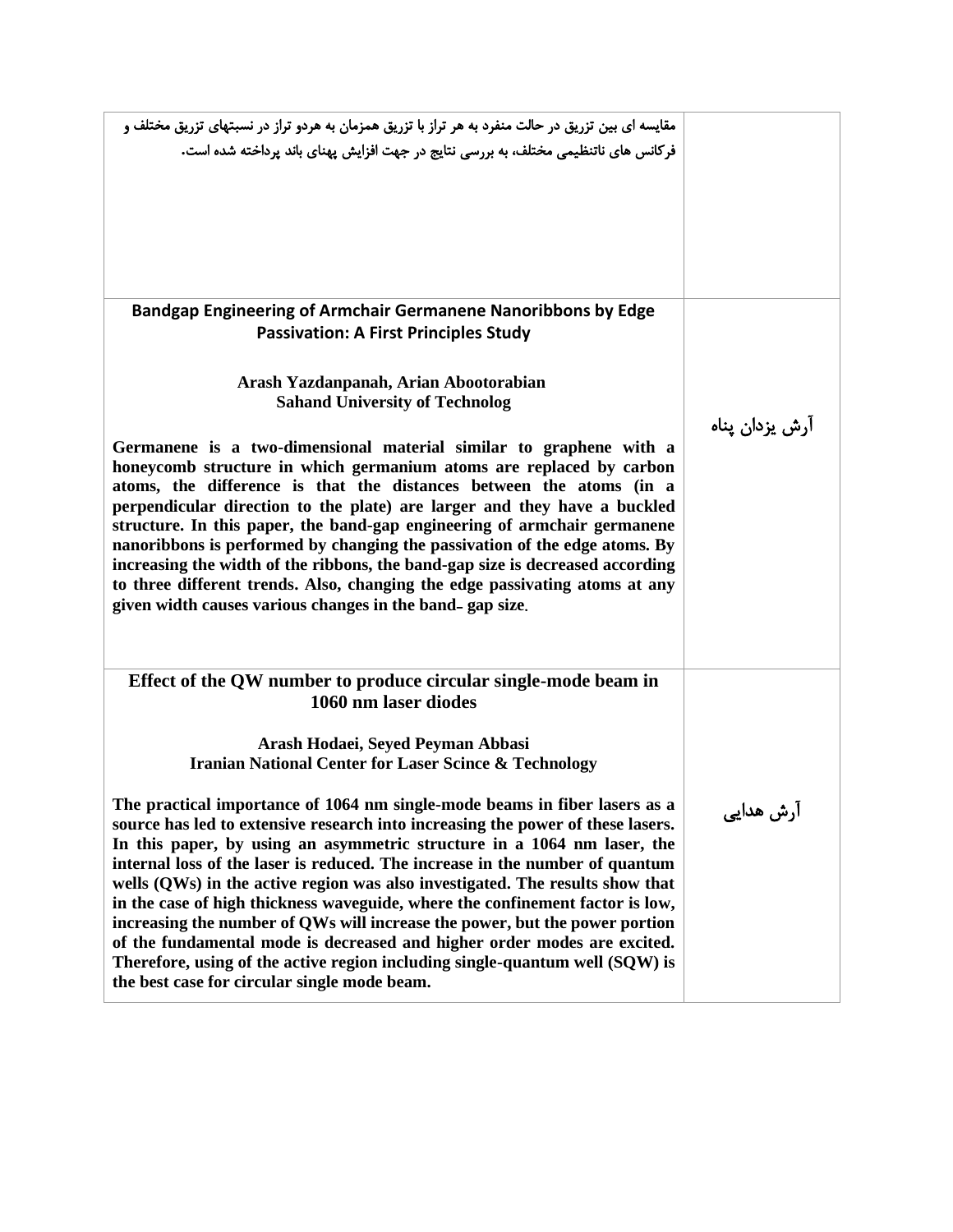| | |
|---|---|
| مقایسه ای بین تزریق در حالت منفرد به هر تراز با تزریق همزمان به هردو تراز در نسبتهای تزریق مختلف و فرکانس های ناتنظیمی مختلف، به بررسی نتایج در جهت افزایش پهنای باند پرداخته شده است. | |
| **Bandgap Engineering of Armchair Germanene Nanoribbons by Edge Passivation: A First Principles Study**<br><br>**Arash Yazdanpanah, Arian Abootorabian**<br>**Sahand University of Technolog**<br><br>**Germanene is a two-dimensional material similar to graphene with a honeycomb structure in which germanium atoms are replaced by carbon atoms, the difference is that the distances between the atoms (in a perpendicular direction to the plate) are larger and they have a buckled structure. In this paper, the band-gap engineering of armchair germanene nanoribbons is performed by changing the passivation of the edge atoms. By increasing the width of the ribbons, the band-gap size is decreased according to three different trends. Also, changing the edge passivating atoms at any given width causes various changes in the band- gap size.** | آرش یزدان پناه |
| **Effect of the QW number to produce circular single-mode beam in 1060 nm laser diodes**<br><br>**Arash Hodaei, Seyed Peyman Abbasi**<br>**Iranian National Center for Laser Scince & Technology**<br><br>**The practical importance of 1064 nm single-mode beams in fiber lasers as a source has led to extensive research into increasing the power of these lasers. In this paper, by using an asymmetric structure in a 1064 nm laser, the internal loss of the laser is reduced. The increase in the number of quantum wells (QWs) in the active region was also investigated. The results show that in the case of high thickness waveguide, where the confinement factor is low, increasing the number of QWs will increase the power, but the power portion of the fundamental mode is decreased and higher order modes are excited. Therefore, using of the active region including single-quantum well (SQW) is the best case for circular single mode beam.** | آرش هدایی |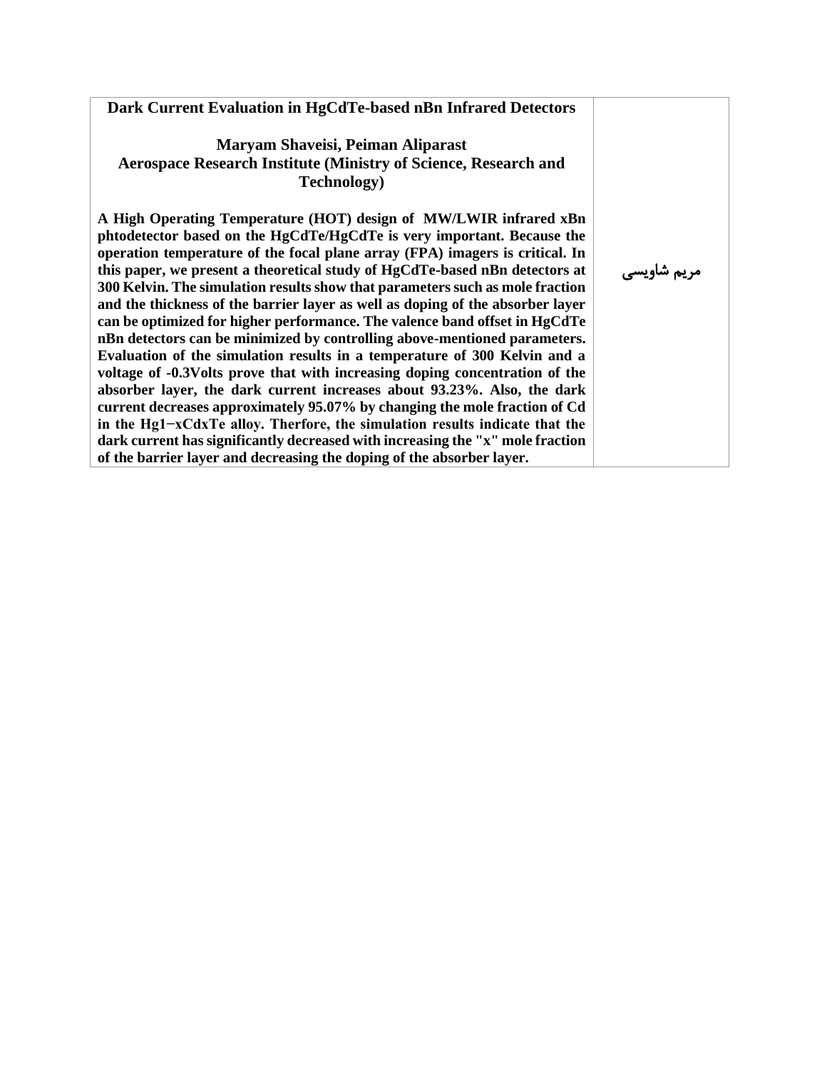| | |
|---|---|
| **Dark Current Evaluation in HgCdTe-based nBn Infrared Detectors**<br><br>**Maryam Shaveisi, Peiman Aliparast**<br>**Aerospace Research Institute (Ministry of Science, Research and Technology)**<br><br>**A High Operating Temperature (HOT) design of MW/LWIR infrared xBn phtodetector based on the HgCdTe/HgCdTe is very important. Because the operation temperature of the focal plane array (FPA) imagers is critical. In this paper, we present a theoretical study of HgCdTe-based nBn detectors at 300 Kelvin. The simulation results show that parameters such as mole fraction and the thickness of the barrier layer as well as doping of the absorber layer can be optimized for higher performance. The valence band offset in HgCdTe nBn detectors can be minimized by controlling above-mentioned parameters. Evaluation of the simulation results in a temperature of 300 Kelvin and a voltage of -0.3Volts prove that with increasing doping concentration of the absorber layer, the dark current increases about 93.23%. Also, the dark current decreases approximately 95.07% by changing the mole fraction of Cd in the $Hg_{1-x}Cd_xTe$ alloy. Therfore, the simulation results indicate that the dark current has significantly decreased with increasing the "x" mole fraction of the barrier layer and decreasing the doping of the absorber layer.** | **مریم شاویسی** |